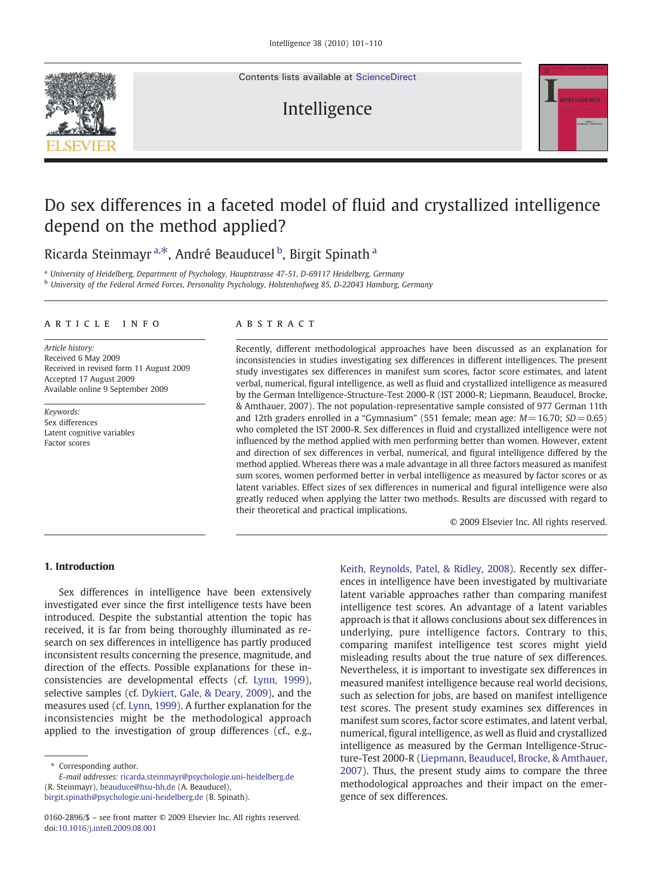# Do sex differences in a faceted model of fluid and crystallized intelligence depend on the method applied?

Ricarda Steinmayr [a,*], André Beauducel [b], Birgit Spinath [a]

[a] University of Heidelberg, Department of Psychology, Hauptstrasse 47-51, D-69117 Heidelberg, Germany
[b] University of the Federal Armed Forces, Personality Psychology, Holstenhofweg 85, D-22043 Hamburg, Germany

## ARTICLE INFO

*Article history:*
Received 6 May 2009
Received in revised form 11 August 2009
Accepted 17 August 2009
Available online 9 September 2009

*Keywords:*
Sex differences
Latent cognitive variables
Factor scores

## ABSTRACT

Recently, different methodological approaches have been discussed as an explanation for inconsistencies in studies investigating sex differences in different intelligences. The present study investigates sex differences in manifest sum scores, factor score estimates, and latent verbal, numerical, figural intelligence, as well as fluid and crystallized intelligence as measured by the German Intelligence-Structure-Test 2000-R (IST 2000-R; Liepmann, Beauducel, Brocke, & Amthauer, 2007). The not population-representative sample consisted of 977 German 11th and 12th graders enrolled in a "Gymnasium" (551 female; mean age: $M = 16.70$; $SD = 0.65$) who completed the IST 2000-R. Sex differences in fluid and crystallized intelligence were not influenced by the method applied with men performing better than women. However, extent and direction of sex differences in verbal, numerical, and figural intelligence differed by the method applied. Whereas there was a male advantage in all three factors measured as manifest sum scores, women performed better in verbal intelligence as measured by factor scores or as latent variables. Effect sizes of sex differences in numerical and figural intelligence were also greatly reduced when applying the latter two methods. Results are discussed with regard to their theoretical and practical implications.

© 2009 Elsevier Inc. All rights reserved.

## 1. Introduction

Sex differences in intelligence have been extensively investigated ever since the first intelligence tests have been introduced. Despite the substantial attention the topic has received, it is far from being thoroughly illuminated as research on sex differences in intelligence has partly produced inconsistent results concerning the presence, magnitude, and direction of the effects. Possible explanations for these inconsistencies are developmental effects (cf. Lynn, 1999), selective samples (cf. Dykiert, Gale, & Deary, 2009), and the measures used (cf. Lynn, 1999). A further explanation for the inconsistencies might be the methodological approach applied to the investigation of group differences (cf., e.g., Keith, Reynolds, Patel, & Ridley, 2008). Recently sex differences in intelligence have been investigated by multivariate latent variable approaches rather than comparing manifest intelligence test scores. An advantage of a latent variables approach is that it allows conclusions about sex differences in underlying, pure intelligence factors. Contrary to this, comparing manifest intelligence test scores might yield misleading results about the true nature of sex differences. Nevertheless, it is important to investigate sex differences in measured manifest intelligence because real world decisions, such as selection for jobs, are based on manifest intelligence test scores. The present study examines sex differences in manifest sum scores, factor score estimates, and latent verbal, numerical, figural intelligence, as well as fluid and crystallized intelligence as measured by the German Intelligence-Structure-Test 2000-R (Liepmann, Beauducel, Brocke, & Amthauer, 2007). Thus, the present study aims to compare the three methodological approaches and their impact on the emergence of sex differences.

\* Corresponding author.
*E-mail addresses:* ricarda.steinmayr@psychologie.uni-heidelberg.de (R. Steinmayr), beauduce@hsu-hh.de (A. Beauducel), birgit.spinath@psychologie.uni-heidelberg.de (B. Spinath).

0160-2896/$ – see front matter © 2009 Elsevier Inc. All rights reserved.
doi:10.1016/j.intell.2009.08.001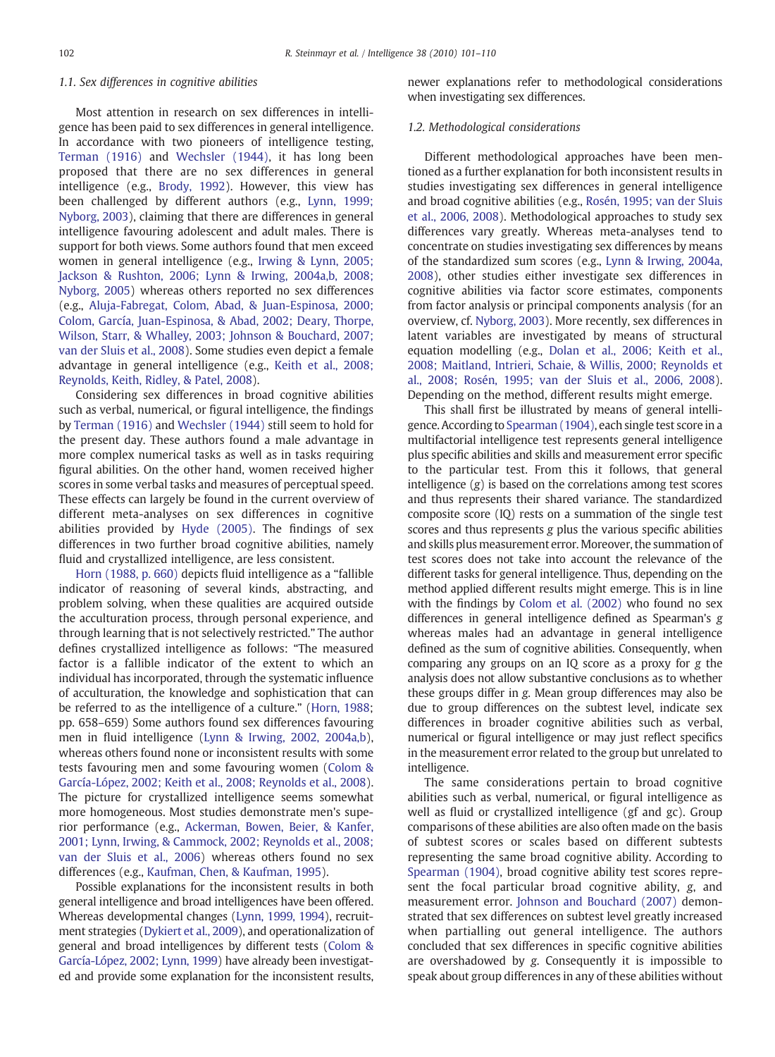### 1.1. Sex differences in cognitive abilities

Most attention in research on sex differences in intelligence has been paid to sex differences in general intelligence. In accordance with two pioneers of intelligence testing, Terman (1916) and Wechsler (1944), it has long been proposed that there are no sex differences in general intelligence (e.g., Brody, 1992). However, this view has been challenged by different authors (e.g., Lynn, 1999; Nyborg, 2003), claiming that there are differences in general intelligence favouring adolescent and adult males. There is support for both views. Some authors found that men exceed women in general intelligence (e.g., Irwing & Lynn, 2005; Jackson & Rushton, 2006; Lynn & Irwing, 2004a,b, 2008; Nyborg, 2005) whereas others reported no sex differences (e.g., Aluja-Fabregat, Colom, Abad, & Juan-Espinosa, 2000; Colom, García, Juan-Espinosa, & Abad, 2002; Deary, Thorpe, Wilson, Starr, & Whalley, 2003; Johnson & Bouchard, 2007; van der Sluis et al., 2008). Some studies even depict a female advantage in general intelligence (e.g., Keith et al., 2008; Reynolds, Keith, Ridley, & Patel, 2008).

Considering sex differences in broad cognitive abilities such as verbal, numerical, or figural intelligence, the findings by Terman (1916) and Wechsler (1944) still seem to hold for the present day. These authors found a male advantage in more complex numerical tasks as well as in tasks requiring figural abilities. On the other hand, women received higher scores in some verbal tasks and measures of perceptual speed. These effects can largely be found in the current overview of different meta-analyses on sex differences in cognitive abilities provided by Hyde (2005). The findings of sex differences in two further broad cognitive abilities, namely fluid and crystallized intelligence, are less consistent.

Horn (1988, p. 660) depicts fluid intelligence as a "fallible indicator of reasoning of several kinds, abstracting, and problem solving, when these qualities are acquired outside the acculturation process, through personal experience, and through learning that is not selectively restricted." The author defines crystallized intelligence as follows: "The measured factor is a fallible indicator of the extent to which an individual has incorporated, through the systematic influence of acculturation, the knowledge and sophistication that can be referred to as the intelligence of a culture." (Horn, 1988; pp. 658–659) Some authors found sex differences favouring men in fluid intelligence (Lynn & Irwing, 2002, 2004a,b), whereas others found none or inconsistent results with some tests favouring men and some favouring women (Colom & García-López, 2002; Keith et al., 2008; Reynolds et al., 2008). The picture for crystallized intelligence seems somewhat more homogeneous. Most studies demonstrate men's superior performance (e.g., Ackerman, Bowen, Beier, & Kanfer, 2001; Lynn, Irwing, & Cammock, 2002; Reynolds et al., 2008; van der Sluis et al., 2006) whereas others found no sex differences (e.g., Kaufman, Chen, & Kaufman, 1995).

Possible explanations for the inconsistent results in both general intelligence and broad intelligences have been offered. Whereas developmental changes (Lynn, 1999, 1994), recruitment strategies (Dykiert et al., 2009), and operationalization of general and broad intelligences by different tests (Colom & García-López, 2002; Lynn, 1999) have already been investigated and provide some explanation for the inconsistent results, newer explanations refer to methodological considerations when investigating sex differences.

### 1.2. Methodological considerations

Different methodological approaches have been mentioned as a further explanation for both inconsistent results in studies investigating sex differences in general intelligence and broad cognitive abilities (e.g., Rosén, 1995; van der Sluis et al., 2006, 2008). Methodological approaches to study sex differences vary greatly. Whereas meta-analyses tend to concentrate on studies investigating sex differences by means of the standardized sum scores (e.g., Lynn & Irwing, 2004a, 2008), other studies either investigate sex differences in cognitive abilities via factor score estimates, components from factor analysis or principal components analysis (for an overview, cf. Nyborg, 2003). More recently, sex differences in latent variables are investigated by means of structural equation modelling (e.g., Dolan et al., 2006; Keith et al., 2008; Maitland, Intrieri, Schaie, & Willis, 2000; Reynolds et al., 2008; Rosén, 1995; van der Sluis et al., 2006, 2008). Depending on the method, different results might emerge.

This shall first be illustrated by means of general intelligence. According to Spearman (1904), each single test score in a multifactorial intelligence test represents general intelligence plus specific abilities and skills and measurement error specific to the particular test. From this it follows, that general intelligence (*g*) is based on the correlations among test scores and thus represents their shared variance. The standardized composite score (IQ) rests on a summation of the single test scores and thus represents *g* plus the various specific abilities and skills plus measurement error. Moreover, the summation of test scores does not take into account the relevance of the different tasks for general intelligence. Thus, depending on the method applied different results might emerge. This is in line with the findings by Colom et al. (2002) who found no sex differences in general intelligence defined as Spearman's *g* whereas males had an advantage in general intelligence defined as the sum of cognitive abilities. Consequently, when comparing any groups on an IQ score as a proxy for *g* the analysis does not allow substantive conclusions as to whether these groups differ in *g*. Mean group differences may also be due to group differences on the subtest level, indicate sex differences in broader cognitive abilities such as verbal, numerical or figural intelligence or may just reflect specifics in the measurement error related to the group but unrelated to intelligence.

The same considerations pertain to broad cognitive abilities such as verbal, numerical, or figural intelligence as well as fluid or crystallized intelligence (gf and gc). Group comparisons of these abilities are also often made on the basis of subtest scores or scales based on different subtests representing the same broad cognitive ability. According to Spearman (1904), broad cognitive ability test scores represent the focal particular broad cognitive ability, *g*, and measurement error. Johnson and Bouchard (2007) demonstrated that sex differences on subtest level greatly increased when partialling out general intelligence. The authors concluded that sex differences in specific cognitive abilities are overshadowed by *g*. Consequently it is impossible to speak about group differences in any of these abilities without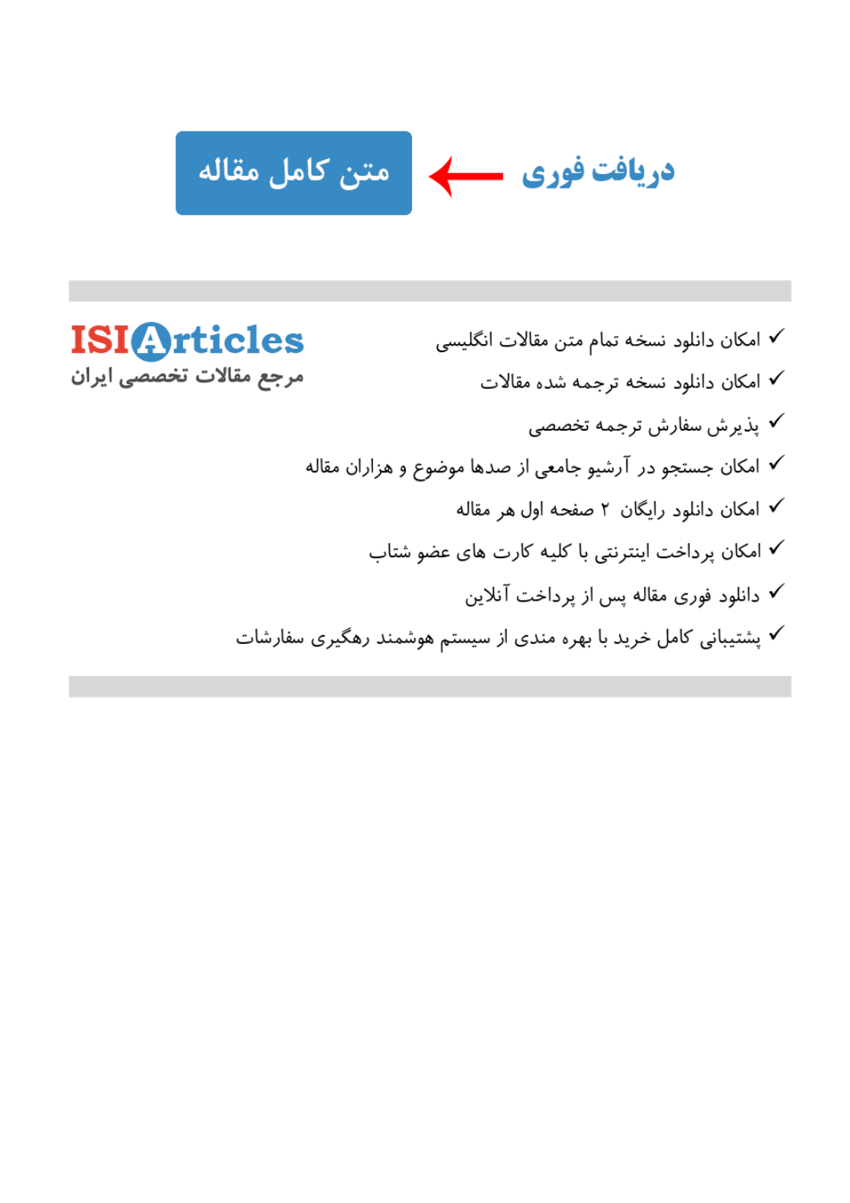دریافت فوری ← متن کامل مقاله

ISIArticles

مرجع مقالات تخصصی ایران

- ✓ امکان دانلود نسخه تمام متن مقالات انگلیسی
- ✓ امکان دانلود نسخه ترجمه شده مقالات
- ✓ پذیرش سفارش ترجمه تخصصی
- ✓ امکان جستجو در آرشیو جامعی از صدها موضوع و هزاران مقاله
- ✓ امکان دانلود رایگان ۲ صفحه اول هر مقاله
- ✓ امکان پرداخت اینترنتی با کلیه کارت های عضو شتاب
- ✓ دانلود فوری مقاله پس از پرداخت آنلاین
- ✓ پشتیبانی کامل خرید با بهره مندی از سیستم هوشمند رهگیری سفارشات